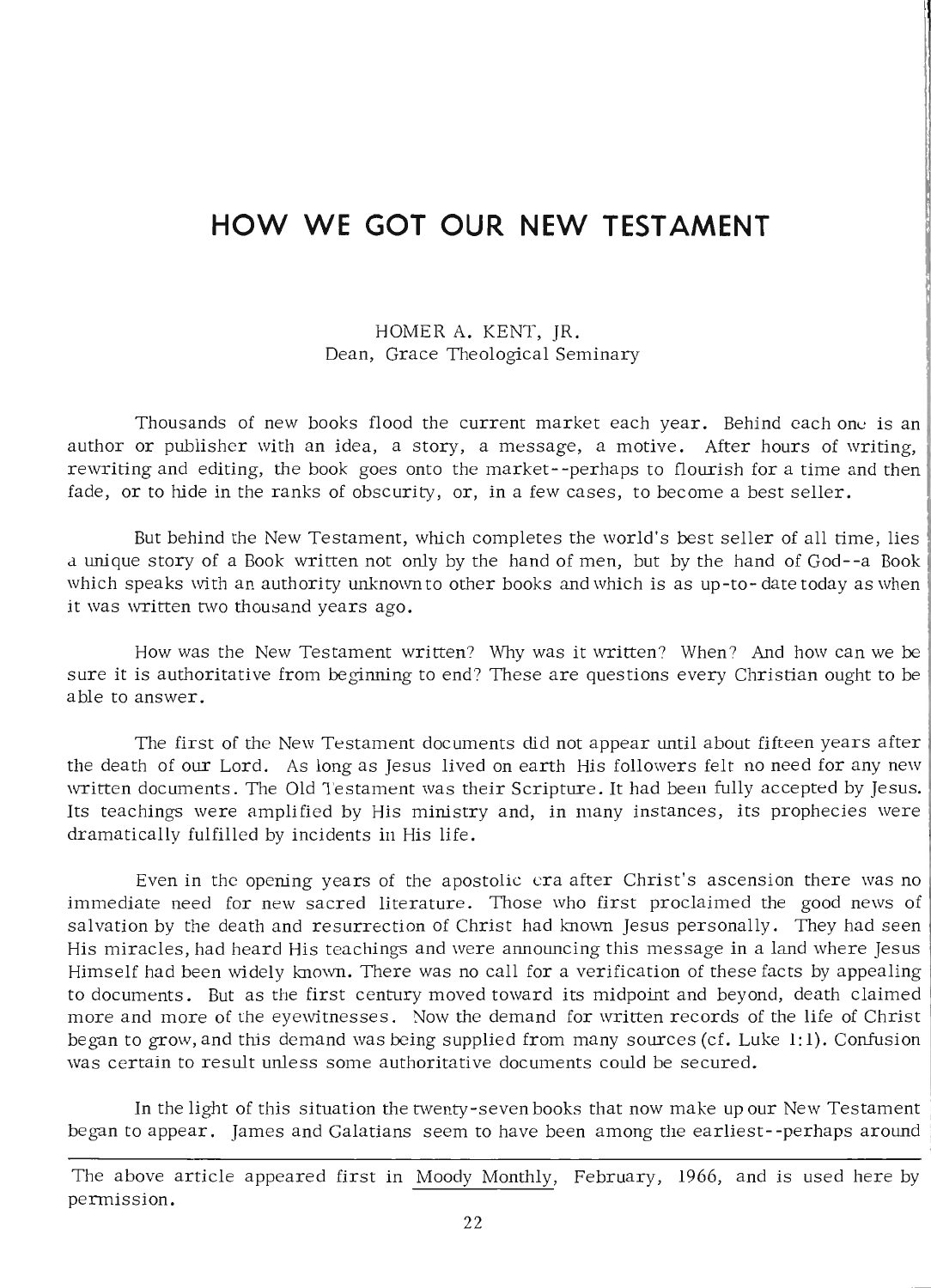# HOW WE GOT OUR NEW TESTAMENT

HOMER A. KENT, JR.
Dean, Grace Theological Seminary

Thousands of new books flood the current market each year. Behind each one is an author or publisher with an idea, a story, a message, a motive. After hours of writing, rewriting and editing, the book goes onto the market--perhaps to flourish for a time and then fade, or to hide in the ranks of obscurity, or, in a few cases, to become a best seller.

But behind the New Testament, which completes the world's best seller of all time, lies a unique story of a Book written not only by the hand of men, but by the hand of God--a Book which speaks with an authority unknown to other books and which is as up-to-date today as when it was written two thousand years ago.

How was the New Testament written? Why was it written? When? And how can we be sure it is authoritative from beginning to end? These are questions every Christian ought to be able to answer.

The first of the New Testament documents did not appear until about fifteen years after the death of our Lord. As long as Jesus lived on earth His followers felt no need for any new written documents. The Old Testament was their Scripture. It had been fully accepted by Jesus. Its teachings were amplified by His ministry and, in many instances, its prophecies were dramatically fulfilled by incidents in His life.

Even in the opening years of the apostolic era after Christ's ascension there was no immediate need for new sacred literature. Those who first proclaimed the good news of salvation by the death and resurrection of Christ had known Jesus personally. They had seen His miracles, had heard His teachings and were announcing this message in a land where Jesus Himself had been widely known. There was no call for a verification of these facts by appealing to documents. But as the first century moved toward its midpoint and beyond, death claimed more and more of the eyewitnesses. Now the demand for written records of the life of Christ began to grow, and this demand was being supplied from many sources (cf. Luke 1:1). Confusion was certain to result unless some authoritative documents could be secured.

In the light of this situation the twenty-seven books that now make up our New Testament began to appear. James and Galatians seem to have been among the earliest--perhaps around

---

The above article appeared first in Moody Monthly, February, 1966, and is used here by permission.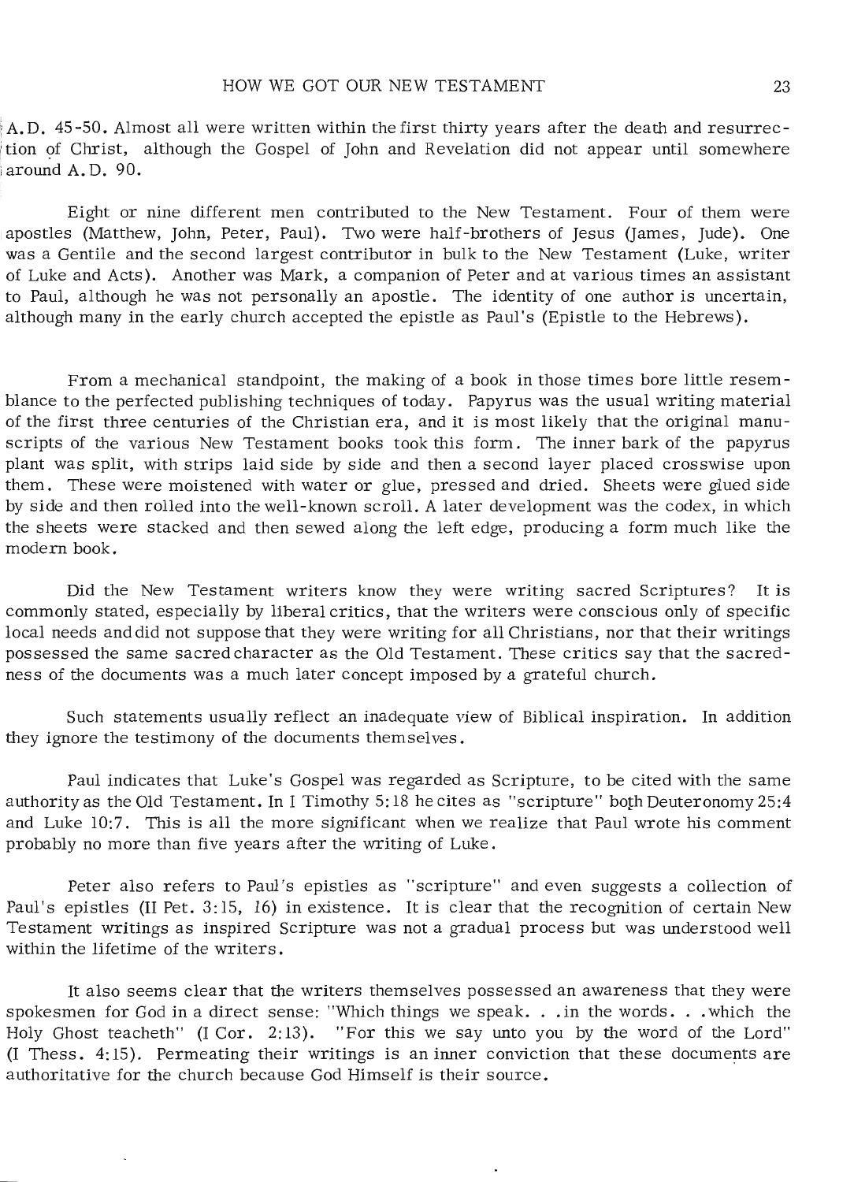A.D. 45-50. Almost all were written within the first thirty years after the death and resurrection of Christ, although the Gospel of John and Revelation did not appear until somewhere around A.D. 90.

Eight or nine different men contributed to the New Testament. Four of them were apostles (Matthew, John, Peter, Paul). Two were half-brothers of Jesus (James, Jude). One was a Gentile and the second largest contributor in bulk to the New Testament (Luke, writer of Luke and Acts). Another was Mark, a companion of Peter and at various times an assistant to Paul, although he was not personally an apostle. The identity of one author is uncertain, although many in the early church accepted the epistle as Paul's (Epistle to the Hebrews).

From a mechanical standpoint, the making of a book in those times bore little resemblance to the perfected publishing techniques of today. Papyrus was the usual writing material of the first three centuries of the Christian era, and it is most likely that the original manuscripts of the various New Testament books took this form. The inner bark of the papyrus plant was split, with strips laid side by side and then a second layer placed crosswise upon them. These were moistened with water or glue, pressed and dried. Sheets were glued side by side and then rolled into the well-known scroll. A later development was the codex, in which the sheets were stacked and then sewed along the left edge, producing a form much like the modern book.

Did the New Testament writers know they were writing sacred Scriptures? It is commonly stated, especially by liberal critics, that the writers were conscious only of specific local needs and did not suppose that they were writing for all Christians, nor that their writings possessed the same sacred character as the Old Testament. These critics say that the sacredness of the documents was a much later concept imposed by a grateful church.

Such statements usually reflect an inadequate view of Biblical inspiration. In addition they ignore the testimony of the documents themselves.

Paul indicates that Luke's Gospel was regarded as Scripture, to be cited with the same authority as the Old Testament. In I Timothy 5:18 he cites as "scripture" both Deuteronomy 25:4 and Luke 10:7. This is all the more significant when we realize that Paul wrote his comment probably no more than five years after the writing of Luke.

Peter also refers to Paul's epistles as "scripture" and even suggests a collection of Paul's epistles (II Pet. 3:15, 16) in existence. It is clear that the recognition of certain New Testament writings as inspired Scripture was not a gradual process but was understood well within the lifetime of the writers.

It also seems clear that the writers themselves possessed an awareness that they were spokesmen for God in a direct sense: "Which things we speak. . .in the words. . .which the Holy Ghost teacheth" (I Cor. 2:13). "For this we say unto you by the word of the Lord" (I Thess. 4:15). Permeating their writings is an inner conviction that these documents are authoritative for the church because God Himself is their source.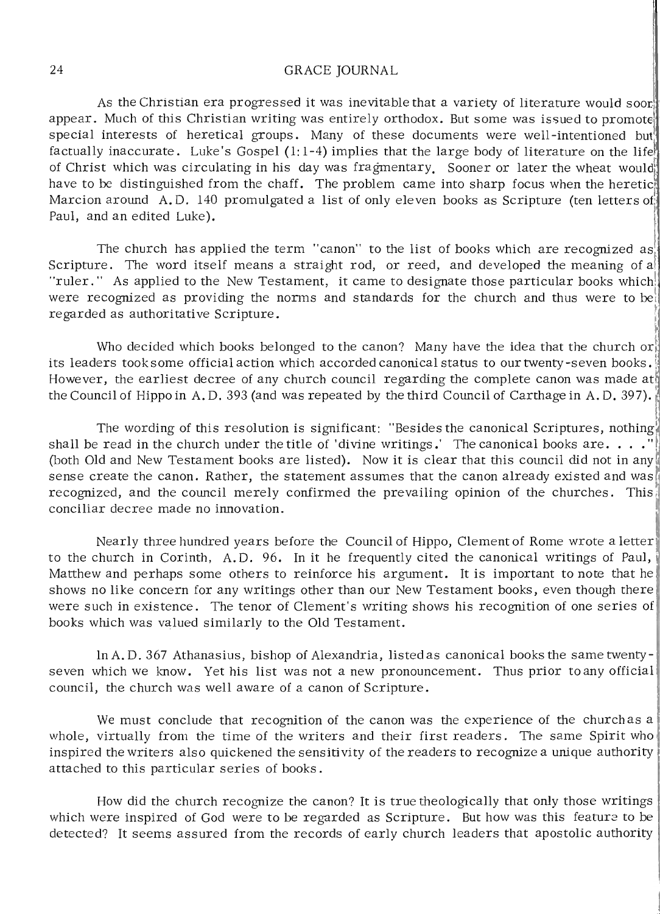As the Christian era progressed it was inevitable that a variety of literature would soon appear. Much of this Christian writing was entirely orthodox. But some was issued to promote special interests of heretical groups. Many of these documents were well-intentioned but factually inaccurate. Luke's Gospel (1:1-4) implies that the large body of literature on the life of Christ which was circulating in his day was fragmentary. Sooner or later the wheat would have to be distinguished from the chaff. The problem came into sharp focus when the heretic Marcion around A.D. 140 promulgated a list of only eleven books as Scripture (ten letters of Paul, and an edited Luke).

The church has applied the term "canon" to the list of books which are recognized as Scripture. The word itself means a straight rod, or reed, and developed the meaning of a "ruler." As applied to the New Testament, it came to designate those particular books which were recognized as providing the norms and standards for the church and thus were to be regarded as authoritative Scripture.

Who decided which books belonged to the canon? Many have the idea that the church or its leaders took some official action which accorded canonical status to our twenty-seven books. However, the earliest decree of any church council regarding the complete canon was made at the Council of Hippo in A.D. 393 (and was repeated by the third Council of Carthage in A.D. 397).

The wording of this resolution is significant: "Besides the canonical Scriptures, nothing shall be read in the church under the title of 'divine writings.' The canonical books are. . . ." (both Old and New Testament books are listed). Now it is clear that this council did not in any sense create the canon. Rather, the statement assumes that the canon already existed and was recognized, and the council merely confirmed the prevailing opinion of the churches. This conciliar decree made no innovation.

Nearly three hundred years before the Council of Hippo, Clement of Rome wrote a letter to the church in Corinth, A.D. 96. In it he frequently cited the canonical writings of Paul, Matthew and perhaps some others to reinforce his argument. It is important to note that he shows no like concern for any writings other than our New Testament books, even though there were such in existence. The tenor of Clement's writing shows his recognition of one series of books which was valued similarly to the Old Testament.

In A.D. 367 Athanasius, bishop of Alexandria, listed as canonical books the same twenty-seven which we know. Yet his list was not a new pronouncement. Thus prior to any official council, the church was well aware of a canon of Scripture.

We must conclude that recognition of the canon was the experience of the church as a whole, virtually from the time of the writers and their first readers. The same Spirit who inspired the writers also quickened the sensitivity of the readers to recognize a unique authority attached to this particular series of books.

How did the church recognize the canon? It is true theologically that only those writings which were inspired of God were to be regarded as Scripture. But how was this feature to be detected? It seems assured from the records of early church leaders that apostolic authority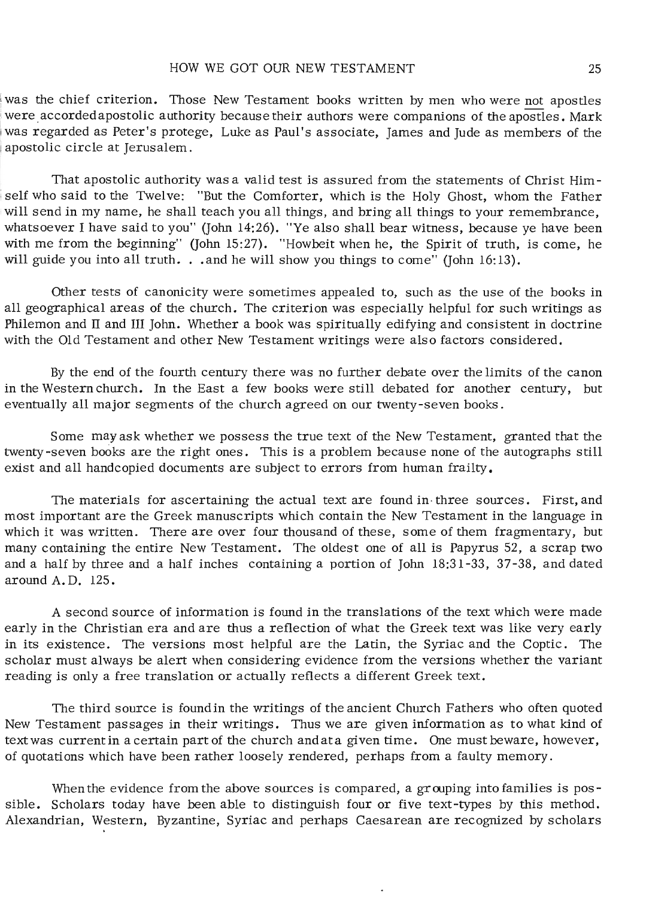was the chief criterion. Those New Testament books written by men who were not apostles were accorded apostolic authority because their authors were companions of the apostles. Mark was regarded as Peter's protege, Luke as Paul's associate, James and Jude as members of the apostolic circle at Jerusalem.

That apostolic authority was a valid test is assured from the statements of Christ Himself who said to the Twelve: "But the Comforter, which is the Holy Ghost, whom the Father will send in my name, he shall teach you all things, and bring all things to your remembrance, whatsoever I have said to you" (John 14:26). "Ye also shall bear witness, because ye have been with me from the beginning" (John 15:27). "Howbeit when he, the Spirit of truth, is come, he will guide you into all truth. . .and he will show you things to come" (John 16:13).

Other tests of canonicity were sometimes appealed to, such as the use of the books in all geographical areas of the church. The criterion was especially helpful for such writings as Philemon and II and III John. Whether a book was spiritually edifying and consistent in doctrine with the Old Testament and other New Testament writings were also factors considered.

By the end of the fourth century there was no further debate over the limits of the canon in the Western church. In the East a few books were still debated for another century, but eventually all major segments of the church agreed on our twenty-seven books.

Some may ask whether we possess the true text of the New Testament, granted that the twenty-seven books are the right ones. This is a problem because none of the autographs still exist and all handcopied documents are subject to errors from human frailty.

The materials for ascertaining the actual text are found in three sources. First, and most important are the Greek manuscripts which contain the New Testament in the language in which it was written. There are over four thousand of these, some of them fragmentary, but many containing the entire New Testament. The oldest one of all is Papyrus 52, a scrap two and a half by three and a half inches containing a portion of John 18:31-33, 37-38, and dated around A.D. 125.

A second source of information is found in the translations of the text which were made early in the Christian era and are thus a reflection of what the Greek text was like very early in its existence. The versions most helpful are the Latin, the Syriac and the Coptic. The scholar must always be alert when considering evidence from the versions whether the variant reading is only a free translation or actually reflects a different Greek text.

The third source is found in the writings of the ancient Church Fathers who often quoted New Testament passages in their writings. Thus we are given information as to what kind of text was current in a certain part of the church and at a given time. One must beware, however, of quotations which have been rather loosely rendered, perhaps from a faulty memory.

When the evidence from the above sources is compared, a grouping into families is possible. Scholars today have been able to distinguish four or five text-types by this method. Alexandrian, Western, Byzantine, Syriac and perhaps Caesarean are recognized by scholars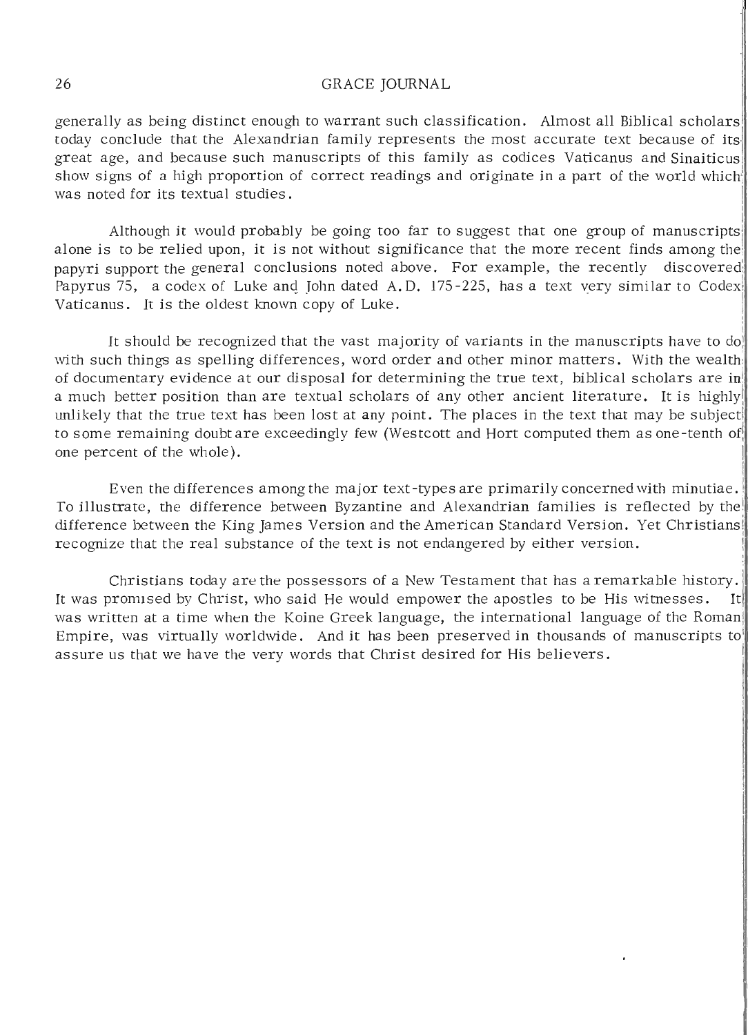generally as being distinct enough to warrant such classification. Almost all Biblical scholars today conclude that the Alexandrian family represents the most accurate text because of its great age, and because such manuscripts of this family as codices Vaticanus and Sinaiticus show signs of a high proportion of correct readings and originate in a part of the world which was noted for its textual studies.

Although it would probably be going too far to suggest that one group of manuscripts alone is to be relied upon, it is not without significance that the more recent finds among the papyri support the general conclusions noted above. For example, the recently discovered Papyrus 75, a codex of Luke and John dated A.D. 175-225, has a text very similar to Codex Vaticanus. It is the oldest known copy of Luke.

It should be recognized that the vast majority of variants in the manuscripts have to do with such things as spelling differences, word order and other minor matters. With the wealth of documentary evidence at our disposal for determining the true text, biblical scholars are in a much better position than are textual scholars of any other ancient literature. It is highly unlikely that the true text has been lost at any point. The places in the text that may be subject to some remaining doubt are exceedingly few (Westcott and Hort computed them as one-tenth of one percent of the whole).

Even the differences among the major text-types are primarily concerned with minutiae. To illustrate, the difference between Byzantine and Alexandrian families is reflected by the difference between the King James Version and the American Standard Version. Yet Christians recognize that the real substance of the text is not endangered by either version.

Christians today are the possessors of a New Testament that has a remarkable history. It was promised by Christ, who said He would empower the apostles to be His witnesses. It was written at a time when the Koine Greek language, the international language of the Roman Empire, was virtually worldwide. And it has been preserved in thousands of manuscripts to assure us that we have the very words that Christ desired for His believers.